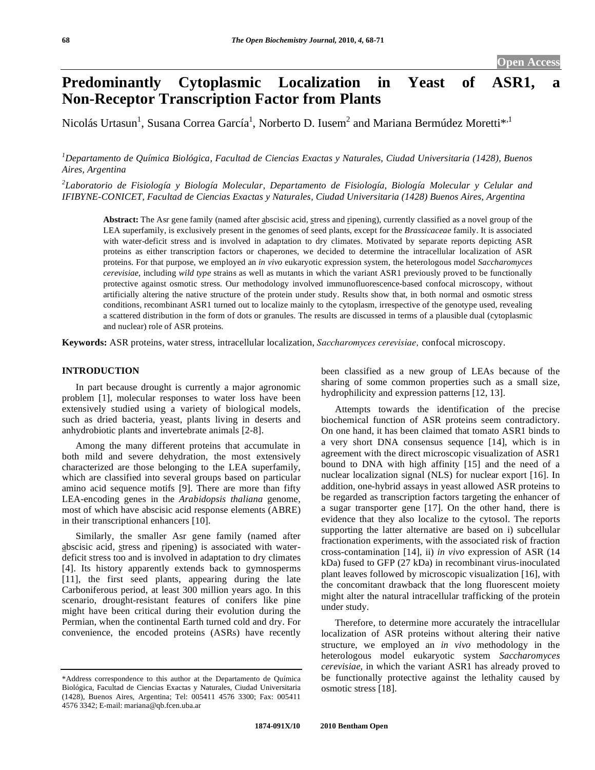# Predominantly Cytoplasmic Localization in Yeast of ASR1, a Non-Receptor Transcription Factor from Plants

Nicolás Urtasun[1], Susana Correa García[1], Norberto D. Iusem[2] and Mariana Bermúdez Moretti*[,1]

[1]*Departamento de Química Biológica, Facultad de Ciencias Exactas y Naturales, Ciudad Universitaria (1428), Buenos Aires, Argentina*

[2]*Laboratorio de Fisiología y Biología Molecular, Departamento de Fisiología, Biología Molecular y Celular and IFIBYNE-CONICET, Facultad de Ciencias Exactas y Naturales, Ciudad Universitaria (1428) Buenos Aires, Argentina*

**Abstract:** The Asr gene family (named after abscisic acid, stress and ripening), currently classified as a novel group of the LEA superfamily, is exclusively present in the genomes of seed plants, except for the *Brassicaceae* family. It is associated with water-deficit stress and is involved in adaptation to dry climates. Motivated by separate reports depicting ASR proteins as either transcription factors or chaperones, we decided to determine the intracellular localization of ASR proteins. For that purpose, we employed an *in vivo* eukaryotic expression system, the heterologous model *Saccharomyces cerevisiae*, including *wild type* strains as well as mutants in which the variant ASR1 previously proved to be functionally protective against osmotic stress. Our methodology involved immunofluorescence-based confocal microscopy, without artificially altering the native structure of the protein under study. Results show that, in both normal and osmotic stress conditions, recombinant ASR1 turned out to localize mainly to the cytoplasm, irrespective of the genotype used, revealing a scattered distribution in the form of dots or granules. The results are discussed in terms of a plausible dual (cytoplasmic and nuclear) role of ASR proteins.

**Keywords:** ASR proteins, water stress, intracellular localization, *Saccharomyces cerevisiae,* confocal microscopy.

## INTRODUCTION

In part because drought is currently a major agronomic problem [1], molecular responses to water loss have been extensively studied using a variety of biological models, such as dried bacteria, yeast, plants living in deserts and anhydrobiotic plants and invertebrate animals [2-8].

Among the many different proteins that accumulate in both mild and severe dehydration, the most extensively characterized are those belonging to the LEA superfamily, which are classified into several groups based on particular amino acid sequence motifs [9]. There are more than fifty LEA-encoding genes in the *Arabidopsis thaliana* genome, most of which have abscisic acid response elements (ABRE) in their transcriptional enhancers [10].

Similarly, the smaller Asr gene family (named after abscisic acid, stress and ripening) is associated with water-deficit stress too and is involved in adaptation to dry climates [4]. Its history apparently extends back to gymnosperms [11], the first seed plants, appearing during the late Carboniferous period, at least 300 million years ago. In this scenario, drought-resistant features of conifers like pine might have been critical during their evolution during the Permian, when the continental Earth turned cold and dry. For convenience, the encoded proteins (ASRs) have recently been classified as a new group of LEAs because of the sharing of some common properties such as a small size, hydrophilicity and expression patterns [12, 13].

Attempts towards the identification of the precise biochemical function of ASR proteins seem contradictory. On one hand, it has been claimed that tomato ASR1 binds to a very short DNA consensus sequence [14], which is in agreement with the direct microscopic visualization of ASR1 bound to DNA with high affinity [15] and the need of a nuclear localization signal (NLS) for nuclear export [16]. In addition, one-hybrid assays in yeast allowed ASR proteins to be regarded as transcription factors targeting the enhancer of a sugar transporter gene [17]. On the other hand, there is evidence that they also localize to the cytosol. The reports supporting the latter alternative are based on i) subcellular fractionation experiments, with the associated risk of fraction cross-contamination [14], ii) *in vivo* expression of ASR (14 kDa) fused to GFP (27 kDa) in recombinant virus-inoculated plant leaves followed by microscopic visualization [16], with the concomitant drawback that the long fluorescent moiety might alter the natural intracellular trafficking of the protein under study.

Therefore, to determine more accurately the intracellular localization of ASR proteins without altering their native structure, we employed an *in vivo* methodology in the heterologous model eukaryotic system *Saccharomyces cerevisiae*, in which the variant ASR1 has already proved to be functionally protective against the lethality caused by osmotic stress [18].

*Address correspondence to this author at the Departamento de Química Biológica, Facultad de Ciencias Exactas y Naturales, Ciudad Universitaria (1428), Buenos Aires, Argentina; Tel: 005411 4576 3300; Fax: 005411 4576 3342; E-mail: mariana@qb.fcen.uba.ar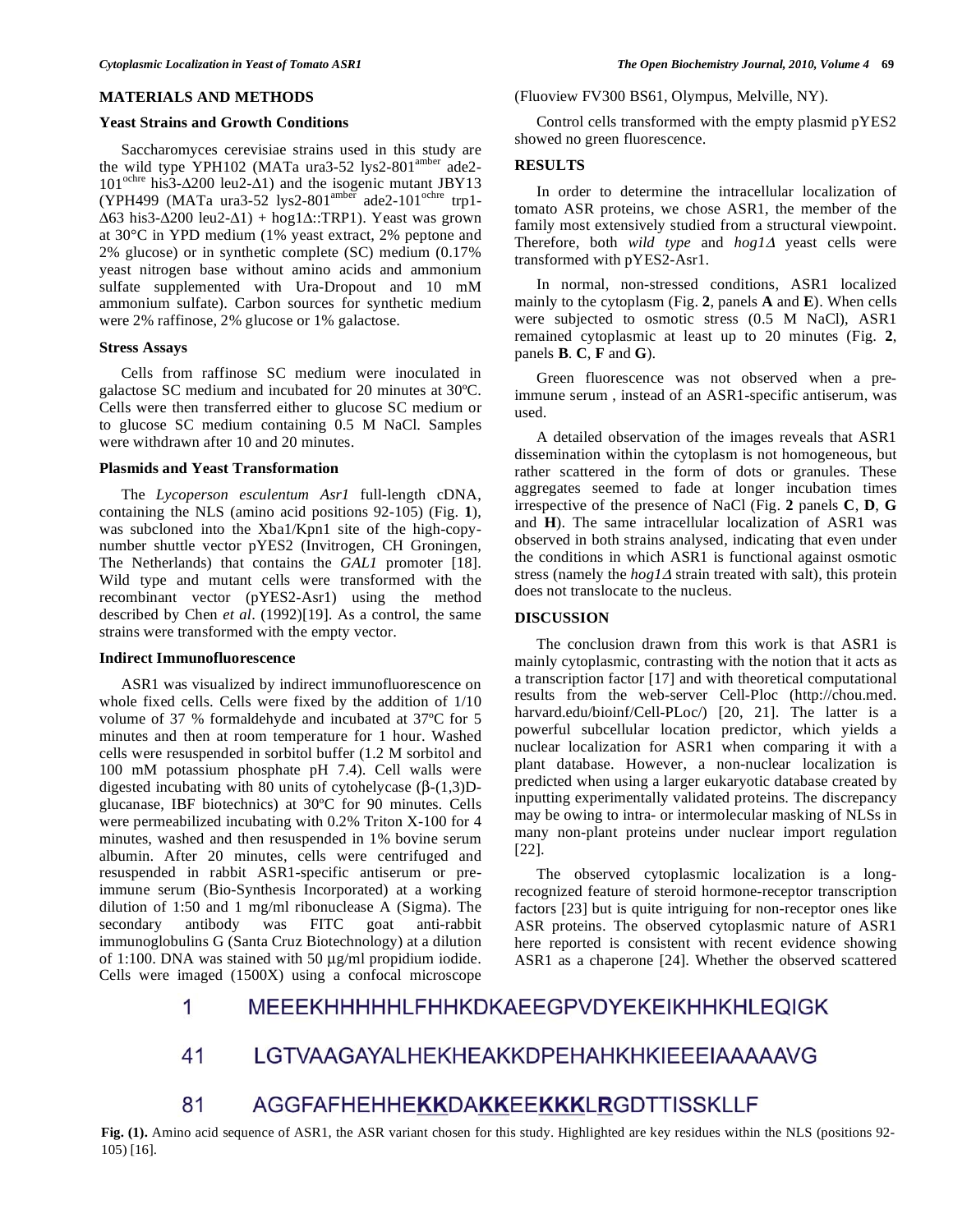## MATERIALS AND METHODS

### Yeast Strains and Growth Conditions

Saccharomyces cerevisiae strains used in this study are the wild type YPH102 (MATa ura3-52 lys2-801$^{amber}$ ade2-101$^{ochre}$ his3-Δ200 leu2-Δ1) and the isogenic mutant JBY13 (YPH499 (MATa ura3-52 lys2-801$^{amber}$ ade2-101$^{ochre}$ trp1-Δ63 his3-Δ200 leu2-Δ1) + hog1Δ::TRP1). Yeast was grown at 30°C in YPD medium (1% yeast extract, 2% peptone and 2% glucose) or in synthetic complete (SC) medium (0.17% yeast nitrogen base without amino acids and ammonium sulfate supplemented with Ura-Dropout and 10 mM ammonium sulfate). Carbon sources for synthetic medium were 2% raffinose, 2% glucose or 1% galactose.

### Stress Assays

Cells from raffinose SC medium were inoculated in galactose SC medium and incubated for 20 minutes at 30ºC. Cells were then transferred either to glucose SC medium or to glucose SC medium containing 0.5 M NaCl. Samples were withdrawn after 10 and 20 minutes.

### Plasmids and Yeast Transformation

The *Lycoperson esculentum Asr1* full-length cDNA, containing the NLS (amino acid positions 92-105) (Fig. **1**), was subcloned into the Xba1/Kpn1 site of the high-copy-number shuttle vector pYES2 (Invitrogen, CH Groningen, The Netherlands) that contains the *GAL1* promoter [18]. Wild type and mutant cells were transformed with the recombinant vector (pYES2-Asr1) using the method described by Chen *et al*. (1992)[19]. As a control, the same strains were transformed with the empty vector.

### Indirect Immunofluorescence

ASR1 was visualized by indirect immunofluorescence on whole fixed cells. Cells were fixed by the addition of 1/10 volume of 37 % formaldehyde and incubated at 37ºC for 5 minutes and then at room temperature for 1 hour. Washed cells were resuspended in sorbitol buffer (1.2 M sorbitol and 100 mM potassium phosphate pH 7.4). Cell walls were digested incubating with 80 units of cytohelycase (β-(1,3)D-glucanase, IBF biotechnics) at 30ºC for 90 minutes. Cells were permeabilized incubating with 0.2% Triton X-100 for 4 minutes, washed and then resuspended in 1% bovine serum albumin. After 20 minutes, cells were centrifuged and resuspended in rabbit ASR1-specific antiserum or pre-immune serum (Bio-Synthesis Incorporated) at a working dilution of 1:50 and 1 mg/ml ribonuclease A (Sigma). The secondary antibody was FITC goat anti-rabbit immunoglobulins G (Santa Cruz Biotechnology) at a dilution of 1:100. DNA was stained with 50 μg/ml propidium iodide. Cells were imaged (1500X) using a confocal microscope (Fluoview FV300 BS61, Olympus, Melville, NY).

Control cells transformed with the empty plasmid pYES2 showed no green fluorescence.

## RESULTS

In order to determine the intracellular localization of tomato ASR proteins, we chose ASR1, the member of the family most extensively studied from a structural viewpoint. Therefore, both *wild type* and *hog1Δ* yeast cells were transformed with pYES2-Asr1.

In normal, non-stressed conditions, ASR1 localized mainly to the cytoplasm (Fig. **2**, panels **A** and **E**). When cells were subjected to osmotic stress (0.5 M NaCl), ASR1 remained cytoplasmic at least up to 20 minutes (Fig. **2**, panels **B**. **C**, **F** and **G**).

Green fluorescence was not observed when a pre-immune serum , instead of an ASR1-specific antiserum, was used.

A detailed observation of the images reveals that ASR1 dissemination within the cytoplasm is not homogeneous, but rather scattered in the form of dots or granules. These aggregates seemed to fade at longer incubation times irrespective of the presence of NaCl (Fig. **2** panels **C**, **D**, **G** and **H**). The same intracellular localization of ASR1 was observed in both strains analysed, indicating that even under the conditions in which ASR1 is functional against osmotic stress (namely the *hog1Δ* strain treated with salt), this protein does not translocate to the nucleus.

## DISCUSSION

The conclusion drawn from this work is that ASR1 is mainly cytoplasmic, contrasting with the notion that it acts as a transcription factor [17] and with theoretical computational results from the web-server Cell-Ploc (http://chou.med.harvard.edu/bioinf/Cell-PLoc/) [20, 21]. The latter is a powerful subcellular location predictor, which yields a nuclear localization for ASR1 when comparing it with a plant database. However, a non-nuclear localization is predicted when using a larger eukaryotic database created by inputting experimentally validated proteins. The discrepancy may be owing to intra- or intermolecular masking of NLSs in many non-plant proteins under nuclear import regulation [22].

The observed cytoplasmic localization is a long-recognized feature of steroid hormone-receptor transcription factors [23] but is quite intriguing for non-receptor ones like ASR proteins. The observed cytoplasmic nature of ASR1 here reported is consistent with recent evidence showing ASR1 as a chaperone [24]. Whether the observed scattered

```
1    MEEEKHHHHHLFHHKDKAEEGPVDYEKEIKHHKHLEQIGK
41   LGTVAAGAYALHEKHEAKKDPEHAHKHKIEEEIAAAAAVG
81   AGGFAFHEHHEKKDAKKEEKKKLRGDTTISSKLLF
```

**Fig. (1).** Amino acid sequence of ASR1, the ASR variant chosen for this study. Highlighted are key residues within the NLS (positions 92-105) [16].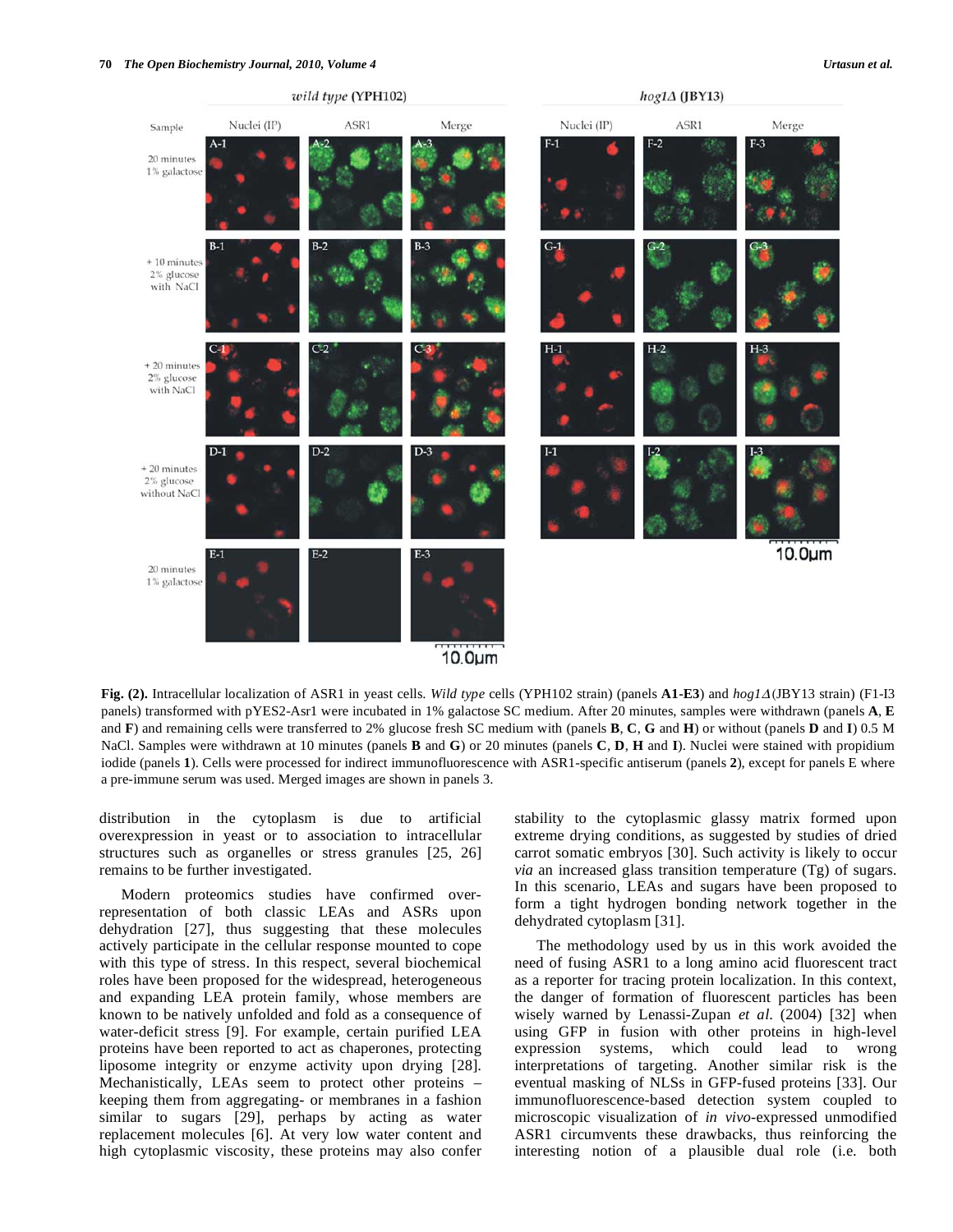**Fig. (2).** Intracellular localization of ASR1 in yeast cells. *Wild type* cells (YPH102 strain) (panels **A1-E3**) and *hog1Δ*(JBY13 strain) (F1-I3 panels) transformed with pYES2-Asr1 were incubated in 1% galactose SC medium. After 20 minutes, samples were withdrawn (panels **A**, **E** and **F**) and remaining cells were transferred to 2% glucose fresh SC medium with (panels **B**, **C**, **G** and **H**) or without (panels **D** and **I**) 0.5 M NaCl. Samples were withdrawn at 10 minutes (panels **B** and **G**) or 20 minutes (panels **C**, **D**, **H** and **I**). Nuclei were stained with propidium iodide (panels **1**). Cells were processed for indirect immunofluorescence with ASR1-specific antiserum (panels **2**), except for panels E where a pre-immune serum was used. Merged images are shown in panels 3.

distribution in the cytoplasm is due to artificial overexpression in yeast or to association to intracellular structures such as organelles or stress granules [25, 26] remains to be further investigated.

Modern proteomics studies have confirmed over-representation of both classic LEAs and ASRs upon dehydration [27], thus suggesting that these molecules actively participate in the cellular response mounted to cope with this type of stress. In this respect, several biochemical roles have been proposed for the widespread, heterogeneous and expanding LEA protein family, whose members are known to be natively unfolded and fold as a consequence of water-deficit stress [9]. For example, certain purified LEA proteins have been reported to act as chaperones, protecting liposome integrity or enzyme activity upon drying [28]. Mechanistically, LEAs seem to protect other proteins – keeping them from aggregating- or membranes in a fashion similar to sugars [29], perhaps by acting as water replacement molecules [6]. At very low water content and high cytoplasmic viscosity, these proteins may also confer stability to the cytoplasmic glassy matrix formed upon extreme drying conditions, as suggested by studies of dried carrot somatic embryos [30]. Such activity is likely to occur *via* an increased glass transition temperature (Tg) of sugars. In this scenario, LEAs and sugars have been proposed to form a tight hydrogen bonding network together in the dehydrated cytoplasm [31].

The methodology used by us in this work avoided the need of fusing ASR1 to a long amino acid fluorescent tract as a reporter for tracing protein localization. In this context, the danger of formation of fluorescent particles has been wisely warned by Lenassi-Zupan *et al.* (2004) [32] when using GFP in fusion with other proteins in high-level expression systems, which could lead to wrong interpretations of targeting. Another similar risk is the eventual masking of NLSs in GFP-fused proteins [33]. Our immunofluorescence-based detection system coupled to microscopic visualization of *in vivo*-expressed unmodified ASR1 circumvents these drawbacks, thus reinforcing the interesting notion of a plausible dual role (i.e. both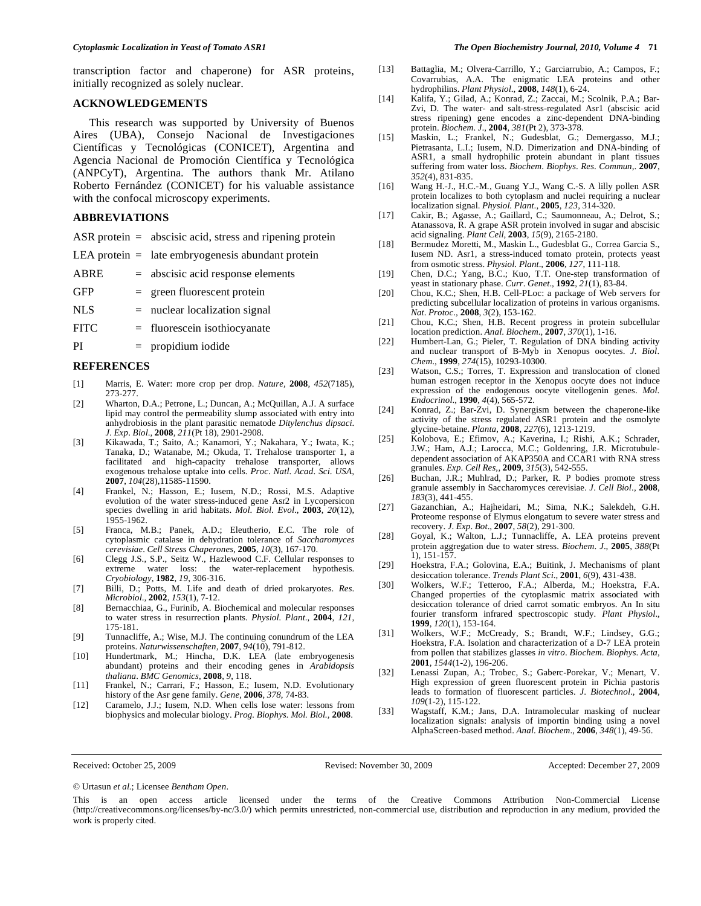transcription factor and chaperone) for ASR proteins, initially recognized as solely nuclear.

## ACKNOWLEDGEMENTS

This research was supported by University of Buenos Aires (UBA), Consejo Nacional de Investigaciones Científicas y Tecnológicas (CONICET), Argentina and Agencia Nacional de Promoción Científica y Tecnológica (ANPCyT), Argentina. The authors thank Mr. Atilano Roberto Fernández (CONICET) for his valuable assistance with the confocal microscopy experiments.

## ABBREVIATIONS

ASR protein = abscisic acid, stress and ripening protein

LEA protein = late embryogenesis abundant protein

ABRE = abscisic acid response elements

GFP = green fluorescent protein

NLS = nuclear localization signal

FITC = fluorescein isothiocyanate

PI = propidium iodide

## REFERENCES

[1] Marris, E. Water: more crop per drop. *Nature*, **2008**, *452*(7185), 273-277.

[2] Wharton, D.A.; Petrone, L.; Duncan, A.; McQuillan, A.J. A surface lipid may control the permeability slump associated with entry into anhydrobiosis in the plant parasitic nematode *Ditylenchus dipsaci*. *J. Exp. Biol.*, **2008**, *211*(Pt 18), 2901-2908.

[3] Kikawada, T.; Saito, A.; Kanamori, Y.; Nakahara, Y.; Iwata, K.; Tanaka, D.; Watanabe, M.; Okuda, T. Trehalose transporter 1, a facilitated and high-capacity trehalose transporter, allows exogenous trehalose uptake into cells. *Proc. Natl. Acad. Sci. USA*, **2007**, *104*(28),11585-11590.

[4] Frankel, N.; Hasson, E.; Iusem, N.D.; Rossi, M.S. Adaptive evolution of the water stress-induced gene Asr2 in Lycopersicon species dwelling in arid habitats. *Mol. Biol. Evol.*, **2003**, *20*(12), 1955-1962.

[5] Franca, M.B.; Panek, A.D.; Eleutherio, E.C. The role of cytoplasmic catalase in dehydration tolerance of *Saccharomyces cerevisiae*. *Cell Stress Chaperones*, **2005**, *10*(3), 167-170.

[6] Clegg J.S., S.P., Seitz W., Hazlewood C.F. Cellular responses to extreme water loss: the water-replacement hypothesis. *Cryobiology*, **1982**, *19*, 306-316.

[7] Billi, D.; Potts, M. Life and death of dried prokaryotes. *Res. Microbiol.*, **2002**, *153*(1), 7-12.

[8] Bernacchiaa, G., Furinib, A. Biochemical and molecular responses to water stress in resurrection plants. *Physiol. Plant.*, **2004**, *121*, 175-181.

[9] Tunnacliffe, A.; Wise, M.J. The continuing conundrum of the LEA proteins. *Naturwissenschaften*, **2007**, *94*(10), 791-812.

[10] Hundertmark, M.; Hincha, D.K. LEA (late embryogenesis abundant) proteins and their encoding genes in *Arabidopsis thaliana*. *BMC Genomics*, **2008**, *9*, 118.

[11] Frankel, N.; Carrari, F.; Hasson, E.; Iusem, N.D. Evolutionary history of the Asr gene family. *Gene*, **2006**, *378*, 74-83.

[12] Caramelo, J.J.; Iusem, N.D. When cells lose water: lessons from biophysics and molecular biology. *Prog. Biophys. Mol. Biol.*, **2008**.

[13] Battaglia, M.; Olvera-Carrillo, Y.; Garciarrubio, A.; Campos, F.; Covarrubias, A.A. The enigmatic LEA proteins and other hydrophilins. *Plant Physiol.*, **2008**, *148*(1), 6-24.

[14] Kalifa, Y.; Gilad, A.; Konrad, Z.; Zaccai, M.; Scolnik, P.A.; Bar-Zvi, D. The water- and salt-stress-regulated Asr1 (abscisic acid stress ripening) gene encodes a zinc-dependent DNA-binding protein. *Biochem. J.*, **2004**, *381*(Pt 2), 373-378.

[15] Maskin, L.; Frankel, N.; Gudesblat, G.; Demergasso, M.J.; Pietrasanta, L.I.; Iusem, N.D. Dimerization and DNA-binding of ASR1, a small hydrophilic protein abundant in plant tissues suffering from water loss. *Biochem. Biophys. Res. Commun*,. **2007**, *352*(4), 831-835.

[16] Wang H.-J., H.C.-M., Guang Y.J., Wang C.-S. A lilly pollen ASR protein localizes to both cytoplasm and nuclei requiring a nuclear localization signal. *Physiol. Plant.*, **2005**, *123*, 314-320.

[17] Cakir, B.; Agasse, A.; Gaillard, C.; Saumonneau, A.; Delrot, S.; Atanassova, R. A grape ASR protein involved in sugar and abscisic acid signaling. *Plant Cell*, **2003**, *15*(9), 2165-2180.

[18] Bermudez Moretti, M., Maskin L., Gudesblat G., Correa Garcia S., Iusem ND. Asr1, a stress-induced tomato protein, protects yeast from osmotic stress. *Physiol. Plant.*, **2006**, *127*, 111-118.

[19] Chen, D.C.; Yang, B.C.; Kuo, T.T. One-step transformation of yeast in stationary phase. *Curr. Genet.*, **1992**, *21*(1), 83-84.

[20] Chou, K.C.; Shen, H.B. Cell-PLoc: a package of Web servers for predicting subcellular localization of proteins in various organisms. *Nat. Protoc.*, **2008**, *3*(2), 153-162.

[21] Chou, K.C.; Shen, H.B. Recent progress in protein subcellular location prediction. *Anal. Biochem.*, **2007**, *370*(1), 1-16.

[22] Humbert-Lan, G.; Pieler, T. Regulation of DNA binding activity and nuclear transport of B-Myb in Xenopus oocytes. *J. Biol. Chem.*, **1999**, *274*(15), 10293-10300.

[23] Watson, C.S.; Torres, T. Expression and translocation of cloned human estrogen receptor in the Xenopus oocyte does not induce expression of the endogenous oocyte vitellogenin genes. *Mol. Endocrinol.*, **1990**, *4*(4), 565-572.

[24] Konrad, Z.; Bar-Zvi, D. Synergism between the chaperone-like activity of the stress regulated ASR1 protein and the osmolyte glycine-betaine. *Planta*, **2008**, *227*(6), 1213-1219.

[25] Kolobova, E.; Efimov, A.; Kaverina, I.; Rishi, A.K.; Schrader, J.W.; Ham, A.J.; Larocca, M.C.; Goldenring, J.R. Microtubule-dependent association of AKAP350A and CCAR1 with RNA stress granules. *Exp. Cell Res*,, **2009**, *315*(3), 542-555.

[26] Buchan, J.R.; Muhlrad, D.; Parker, R. P bodies promote stress granule assembly in Saccharomyces cerevisiae. *J. Cell Biol.*, **2008**, *183*(3), 441-455.

[27] Gazanchian, A.; Hajheidari, M.; Sima, N.K.; Salekdeh, G.H. Proteome response of Elymus elongatum to severe water stress and recovery. *J. Exp. Bot.*, **2007**, *58*(2), 291-300.

[28] Goyal, K.; Walton, L.J.; Tunnacliffe, A. LEA proteins prevent protein aggregation due to water stress. *Biochem. J.*, **2005**, *388*(Pt 1), 151-157.

[29] Hoekstra, F.A.; Golovina, E.A.; Buitink, J. Mechanisms of plant desiccation tolerance. *Trends Plant Sci.*, **2001**, *6*(9), 431-438.

[30] Wolkers, W.F.; Tetteroo, F.A.; Alberda, M.; Hoekstra, F.A. Changed properties of the cytoplasmic matrix associated with desiccation tolerance of dried carrot somatic embryos. An In situ fourier transform infrared spectroscopic study. *Plant Physiol.*, **1999**, *120*(1), 153-164.

[31] Wolkers, W.F.; McCready, S.; Brandt, W.F.; Lindsey, G.G.; Hoekstra, F.A. Isolation and characterization of a D-7 LEA protein from pollen that stabilizes glasses *in vitro*. *Biochem. Biophys. Acta*, **2001**, *1544*(1-2), 196-206.

[32] Lenassi Zupan, A.; Trobec, S.; Gaberc-Porekar, V.; Menart, V. High expression of green fluorescent protein in Pichia pastoris leads to formation of fluorescent particles. *J. Biotechnol.*, **2004**, *109*(1-2), 115-122.

[33] Wagstaff, K.M.; Jans, D.A. Intramolecular masking of nuclear localization signals: analysis of importin binding using a novel AlphaScreen-based method. *Anal. Biochem.*, **2006**, *348*(1), 49-56.

Received: October 25, 2009 Revised: November 30, 2009 Accepted: December 27, 2009

© Urtasun *et al.*; Licensee *Bentham Open*.

This is an open access article licensed under the terms of the Creative Commons Attribution Non-Commercial License (http://creativecommons.org/licenses/by-nc/3.0/) which permits unrestricted, non-commercial use, distribution and reproduction in any medium, provided the work is properly cited.